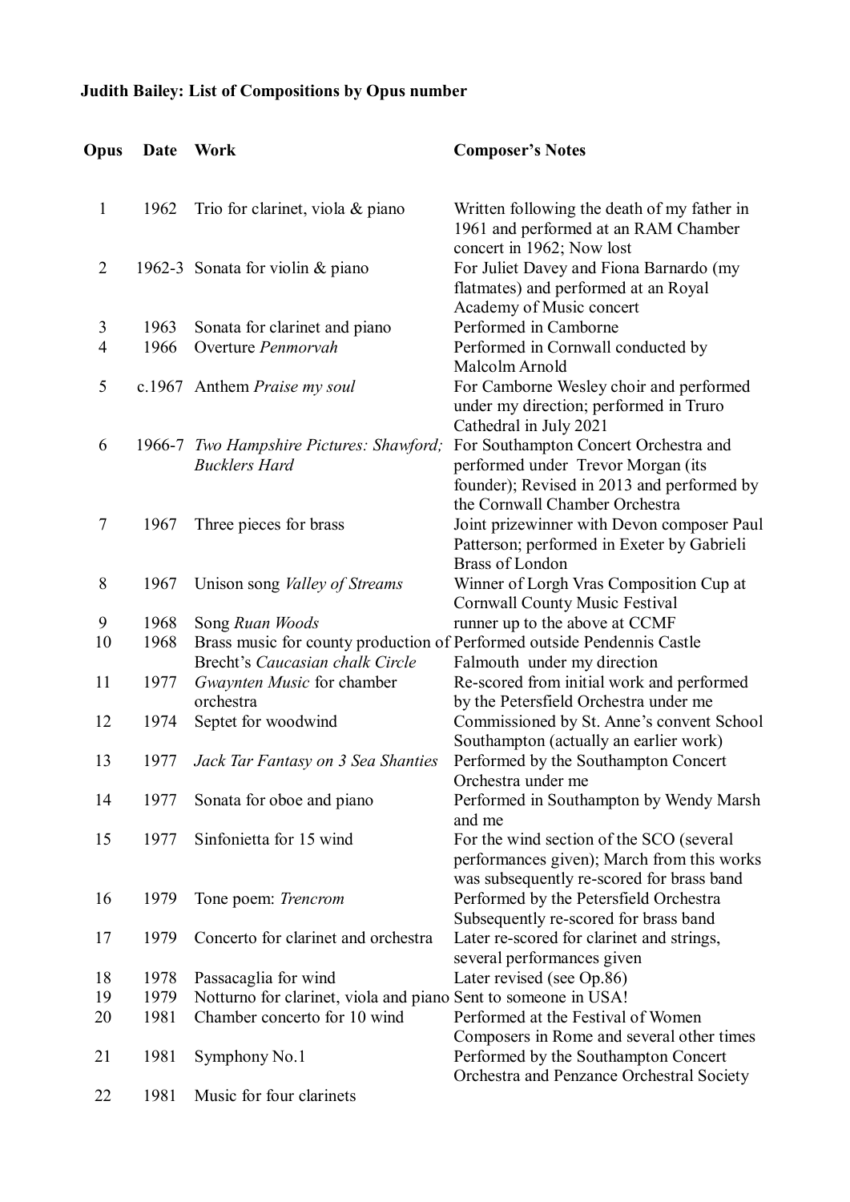**Judith Bailey: List of Compositions by Opus number**

| Opus | Date | Work | Composer's Notes |
|---|---|---|---|
| 1 | 1962 | Trio for clarinet, viola & piano | Written following the death of my father in 1961 and performed at an RAM Chamber concert in 1962; Now lost |
| 2 | 1962-3 | Sonata for violin & piano | For Juliet Davey and Fiona Barnardo (my flatmates) and performed at an Royal Academy of Music concert |
| 3 | 1963 | Sonata for clarinet and piano | Performed in Camborne |
| 4 | 1966 | Overture *Penmorvah* | Performed in Cornwall conducted by Malcolm Arnold |
| 5 | c.1967 | Anthem *Praise my soul* | For Camborne Wesley choir and performed under my direction; performed in Truro Cathedral in July 2021 |
| 6 | 1966-7 | *Two Hampshire Pictures: Shawford; Bucklers Hard* | For Southampton Concert Orchestra and performed under Trevor Morgan (its founder); Revised in 2013 and performed by the Cornwall Chamber Orchestra |
| 7 | 1967 | Three pieces for brass | Joint prizewinner with Devon composer Paul Patterson; performed in Exeter by Gabrieli Brass of London |
| 8 | 1967 | Unison song *Valley of Streams* | Winner of Lorgh Vras Composition Cup at Cornwall County Music Festival |
| 9 | 1968 | Song *Ruan Woods* | runner up to the above at CCMF |
| 10 | 1968 | Brass music for county production of Brecht's *Caucasian chalk Circle* | Performed outside Pendennis Castle Falmouth under my direction |
| 11 | 1977 | *Gwaynten Music* for chamber orchestra | Re-scored from initial work and performed by the Petersfield Orchestra under me |
| 12 | 1974 | Septet for woodwind | Commissioned by St. Anne's convent School Southampton (actually an earlier work) |
| 13 | 1977 | *Jack Tar Fantasy on 3 Sea Shanties* | Performed by the Southampton Concert Orchestra under me |
| 14 | 1977 | Sonata for oboe and piano | Performed in Southampton by Wendy Marsh and me |
| 15 | 1977 | Sinfonietta for 15 wind | For the wind section of the SCO (several performances given); March from this works was subsequently re-scored for brass band |
| 16 | 1979 | Tone poem: *Trencrom* | Performed by the Petersfield Orchestra Subsequently re-scored for brass band |
| 17 | 1979 | Concerto for clarinet and orchestra | Later re-scored for clarinet and strings, several performances given |
| 18 | 1978 | Passacaglia for wind | Later revised (see Op.86) |
| 19 | 1979 | Notturno for clarinet, viola and piano | Sent to someone in USA! |
| 20 | 1981 | Chamber concerto for 10 wind | Performed at the Festival of Women Composers in Rome and several other times |
| 21 | 1981 | Symphony No.1 | Performed by the Southampton Concert Orchestra and Penzance Orchestral Society |
| 22 | 1981 | Music for four clarinets | |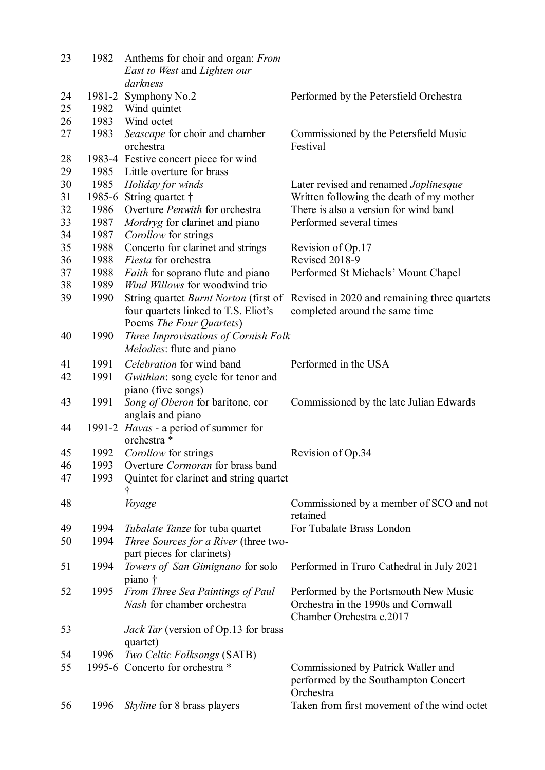| | | | |
|---|---|---|---|
| 23 | 1982 | Anthems for choir and organ: *From East to West* and *Lighten our darkness* | |
| 24 | 1981-2 | Symphony No.2 | Performed by the Petersfield Orchestra |
| 25 | 1982 | Wind quintet | |
| 26 | 1983 | Wind octet | |
| 27 | 1983 | *Seascape* for choir and chamber orchestra | Commissioned by the Petersfield Music Festival |
| 28 | 1983-4 | Festive concert piece for wind | |
| 29 | 1985 | Little overture for brass | |
| 30 | 1985 | *Holiday for winds* | Later revised and renamed *Joplinesque* |
| 31 | 1985-6 | String quartet † | Written following the death of my mother |
| 32 | 1986 | Overture *Penwith* for orchestra | There is also a version for wind band |
| 33 | 1987 | *Mordryg* for clarinet and piano | Performed several times |
| 34 | 1987 | *Corollow* for strings | |
| 35 | 1988 | Concerto for clarinet and strings | Revision of Op.17 |
| 36 | 1988 | *Fiesta* for orchestra | Revised 2018-9 |
| 37 | 1988 | *Faith* for soprano flute and piano | Performed St Michaels' Mount Chapel |
| 38 | 1989 | *Wind Willows* for woodwind trio | |
| 39 | 1990 | String quartet *Burnt Norton* (first of four quartets linked to T.S. Eliot's Poems *The Four Quartets*) | Revised in 2020 and remaining three quartets completed around the same time |
| 40 | 1990 | *Three Improvisations of Cornish Folk Melodies*: flute and piano | |
| 41 | 1991 | *Celebration* for wind band | Performed in the USA |
| 42 | 1991 | *Gwithian*: song cycle for tenor and piano (five songs) | |
| 43 | 1991 | *Song of Oberon* for baritone, cor anglais and piano | Commissioned by the late Julian Edwards |
| 44 | 1991-2 | *Havas* - a period of summer for orchestra * | |
| 45 | 1992 | *Corollow* for strings | Revision of Op.34 |
| 46 | 1993 | Overture *Cormoran* for brass band | |
| 47 | 1993 | Quintet for clarinet and string quartet † | |
| 48 | | *Voyage* | Commissioned by a member of SCO and not retained |
| 49 | 1994 | *Tubalate Tanze* for tuba quartet | For Tubalate Brass London |
| 50 | 1994 | *Three Sources for a River* (three two-part pieces for clarinets) | |
| 51 | 1994 | *Towers of San Gimignano* for solo piano † | Performed in Truro Cathedral in July 2021 |
| 52 | 1995 | *From Three Sea Paintings of Paul Nash* for chamber orchestra | Performed by the Portsmouth New Music Orchestra in the 1990s and Cornwall Chamber Orchestra c.2017 |
| 53 | | *Jack Tar* (version of Op.13 for brass quartet) | |
| 54 | 1996 | *Two Celtic Folksongs* (SATB) | |
| 55 | 1995-6 | Concerto for orchestra * | Commissioned by Patrick Waller and performed by the Southampton Concert Orchestra |
| 56 | 1996 | *Skyline* for 8 brass players | Taken from first movement of the wind octet |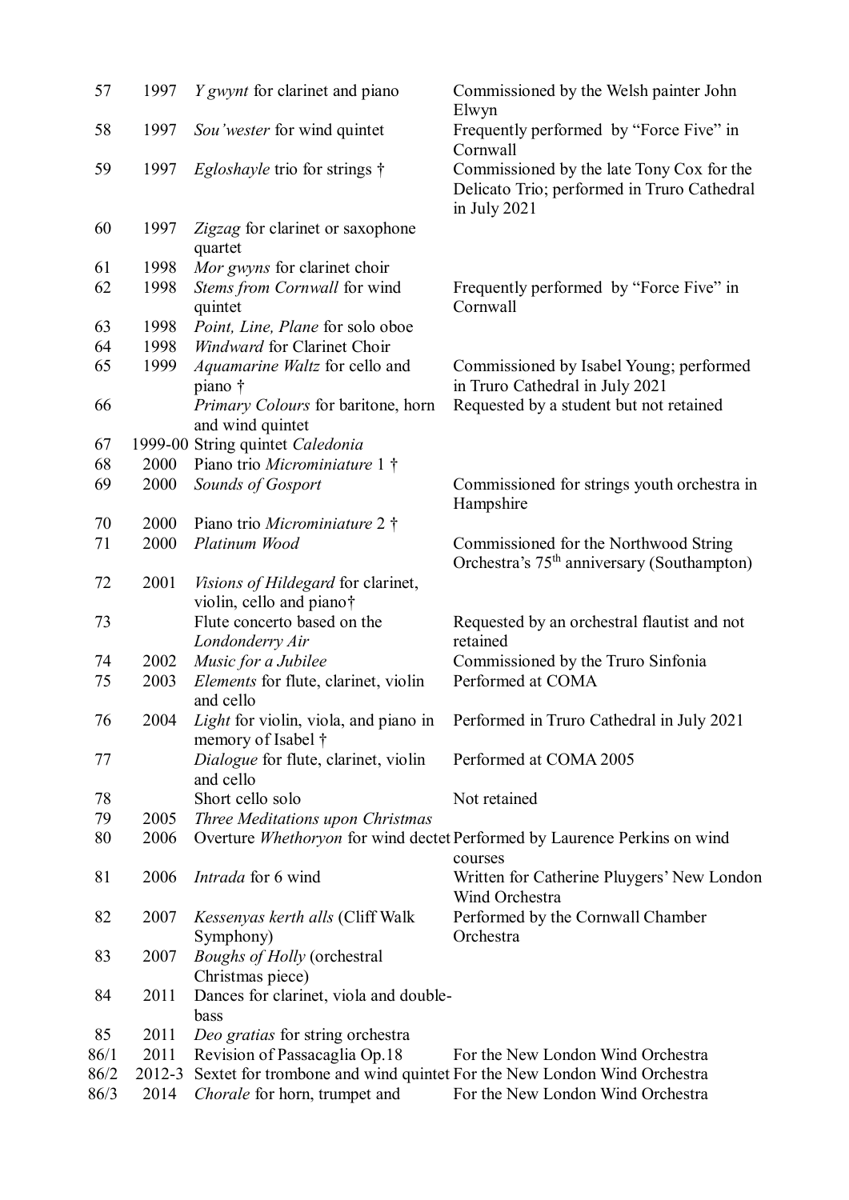| | | | |
|---|---|---|---|
| 57 | 1997 | *Y gwynt* for clarinet and piano | Commissioned by the Welsh painter John Elwyn |
| 58 | 1997 | *Sou'wester* for wind quintet | Frequently performed by "Force Five" in Cornwall |
| 59 | 1997 | *Egloshayle* trio for strings † | Commissioned by the late Tony Cox for the Delicato Trio; performed in Truro Cathedral in July 2021 |
| 60 | 1997 | *Zigzag* for clarinet or saxophone quartet | |
| 61 | 1998 | *Mor gwyns* for clarinet choir | |
| 62 | 1998 | *Stems from Cornwall* for wind quintet | Frequently performed by "Force Five" in Cornwall |
| 63 | 1998 | *Point, Line, Plane* for solo oboe | |
| 64 | 1998 | *Windward* for Clarinet Choir | |
| 65 | 1999 | *Aquamarine Waltz* for cello and piano † | Commissioned by Isabel Young; performed in Truro Cathedral in July 2021 |
| 66 | | *Primary Colours* for baritone, horn and wind quintet | Requested by a student but not retained |
| 67 | 1999-00 | String quintet *Caledonia* | |
| 68 | 2000 | Piano trio *Microminiature* 1 † | |
| 69 | 2000 | *Sounds of Gosport* | Commissioned for strings youth orchestra in Hampshire |
| 70 | 2000 | Piano trio *Microminiature* 2 † | |
| 71 | 2000 | *Platinum Wood* | Commissioned for the Northwood String Orchestra's 75th anniversary (Southampton) |
| 72 | 2001 | *Visions of Hildegard* for clarinet, violin, cello and piano† | |
| 73 | | Flute concerto based on the *Londonderry Air* | Requested by an orchestral flautist and not retained |
| 74 | 2002 | *Music for a Jubilee* | Commissioned by the Truro Sinfonia |
| 75 | 2003 | *Elements* for flute, clarinet, violin and cello | Performed at COMA |
| 76 | 2004 | *Light* for violin, viola, and piano in memory of Isabel † | Performed in Truro Cathedral in July 2021 |
| 77 | | *Dialogue* for flute, clarinet, violin and cello | Performed at COMA 2005 |
| 78 | | Short cello solo | Not retained |
| 79 | 2005 | *Three Meditations upon Christmas* | |
| 80 | 2006 | Overture *Whethoryon* for wind dectet | Performed by Laurence Perkins on wind courses |
| 81 | 2006 | *Intrada* for 6 wind | Written for Catherine Pluygers' New London Wind Orchestra |
| 82 | 2007 | *Kessenyas kerth alls* (Cliff Walk Symphony) | Performed by the Cornwall Chamber Orchestra |
| 83 | 2007 | *Boughs of Holly* (orchestral Christmas piece) | |
| 84 | 2011 | Dances for clarinet, viola and double-bass | |
| 85 | 2011 | *Deo gratias* for string orchestra | |
| 86/1 | 2011 | Revision of Passacaglia Op.18 | For the New London Wind Orchestra |
| 86/2 | 2012-3 | Sextet for trombone and wind quintet | For the New London Wind Orchestra |
| 86/3 | 2014 | *Chorale* for horn, trumpet and | For the New London Wind Orchestra |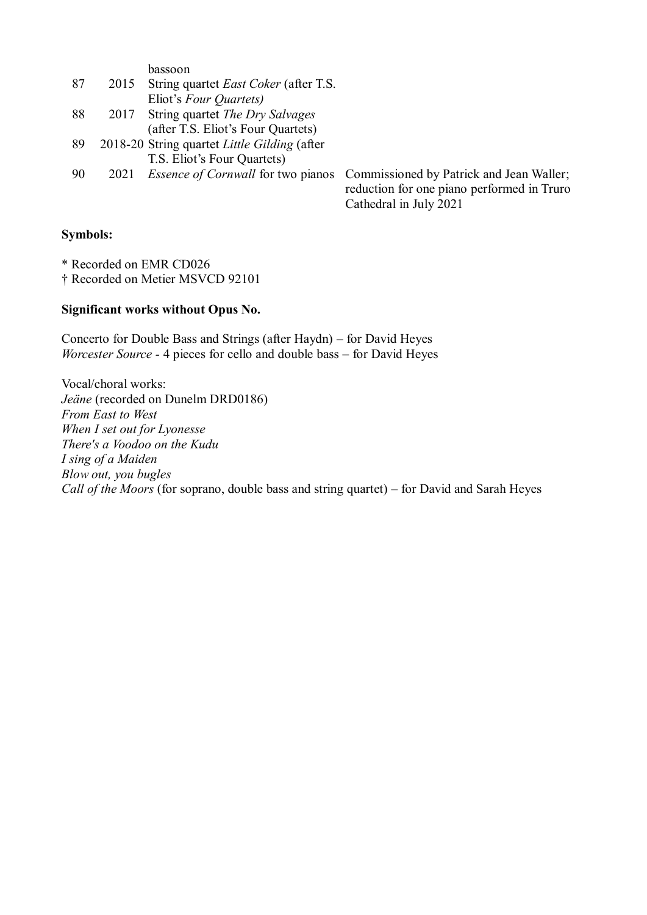| | | | |
|---|---|---|---|
| | | bassoon | |
| 87 | 2015 | String quartet *East Coker* (after T.S. Eliot's *Four Quartets)* | |
| 88 | 2017 | String quartet *The Dry Salvages* (after T.S. Eliot's Four Quartets) | |
| 89 | 2018-20 | String quartet *Little Gilding* (after T.S. Eliot's Four Quartets) | |
| 90 | 2021 | *Essence of Cornwall* for two pianos | Commissioned by Patrick and Jean Waller; reduction for one piano performed in Truro Cathedral in July 2021 |

**Symbols:**

* Recorded on EMR CD026
† Recorded on Metier MSVCD 92101

**Significant works without Opus No.**

Concerto for Double Bass and Strings (after Haydn) – for David Heyes
*Worcester Source* - 4 pieces for cello and double bass – for David Heyes

Vocal/choral works:
*Jeäne* (recorded on Dunelm DRD0186)
*From East to West*
*When I set out for Lyonesse*
*There's a Voodoo on the Kudu*
*I sing of a Maiden*
*Blow out, you bugles*
*Call of the Moors* (for soprano, double bass and string quartet) – for David and Sarah Heyes